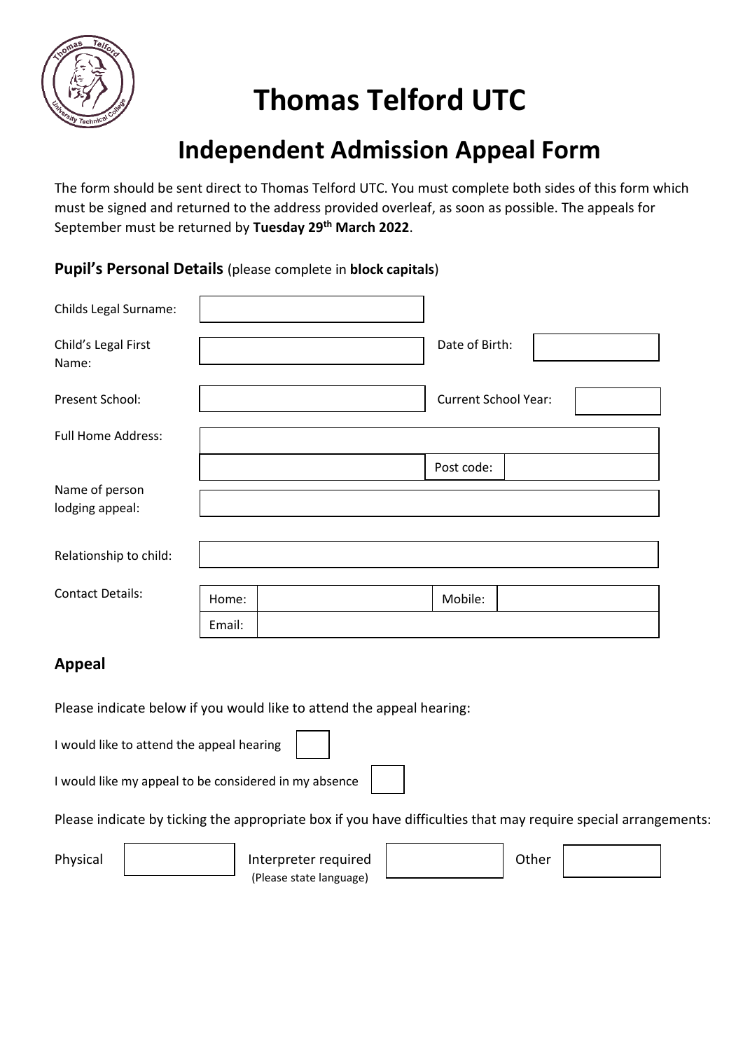# Thomas Telford UTC

## Independent Admission Appeal Form

The form should be sent direct to Thomas Telford UTC. You must complete both sides of this form which must be signed and returned to the address provided overleaf, as soon as possible. The appeals for September must be returned by **Tuesday 29th March 2022**.

### Pupil's Personal Details (please complete in **block capitals**)

| | | | |
|---|---|---|---|
| Childs Legal Surname: | | | |
| Child's Legal First Name: | | Date of Birth: | |
| Present School: | | Current School Year: | |
| Full Home Address: | | | |
| | | Post code: | |
| Name of person lodging appeal: | | | |
| Relationship to child: | | | |
| Contact Details: | Home: | Mobile: | |
| | Email: | | |

### Appeal

Please indicate below if you would like to attend the appeal hearing:

I would like to attend the appeal hearing ☐

I would like my appeal to be considered in my absence ☐

Please indicate by ticking the appropriate box if you have difficulties that may require special arrangements:

| Physical | | Interpreter required (Please state language) | | Other | |
|---|---|---|---|---|---|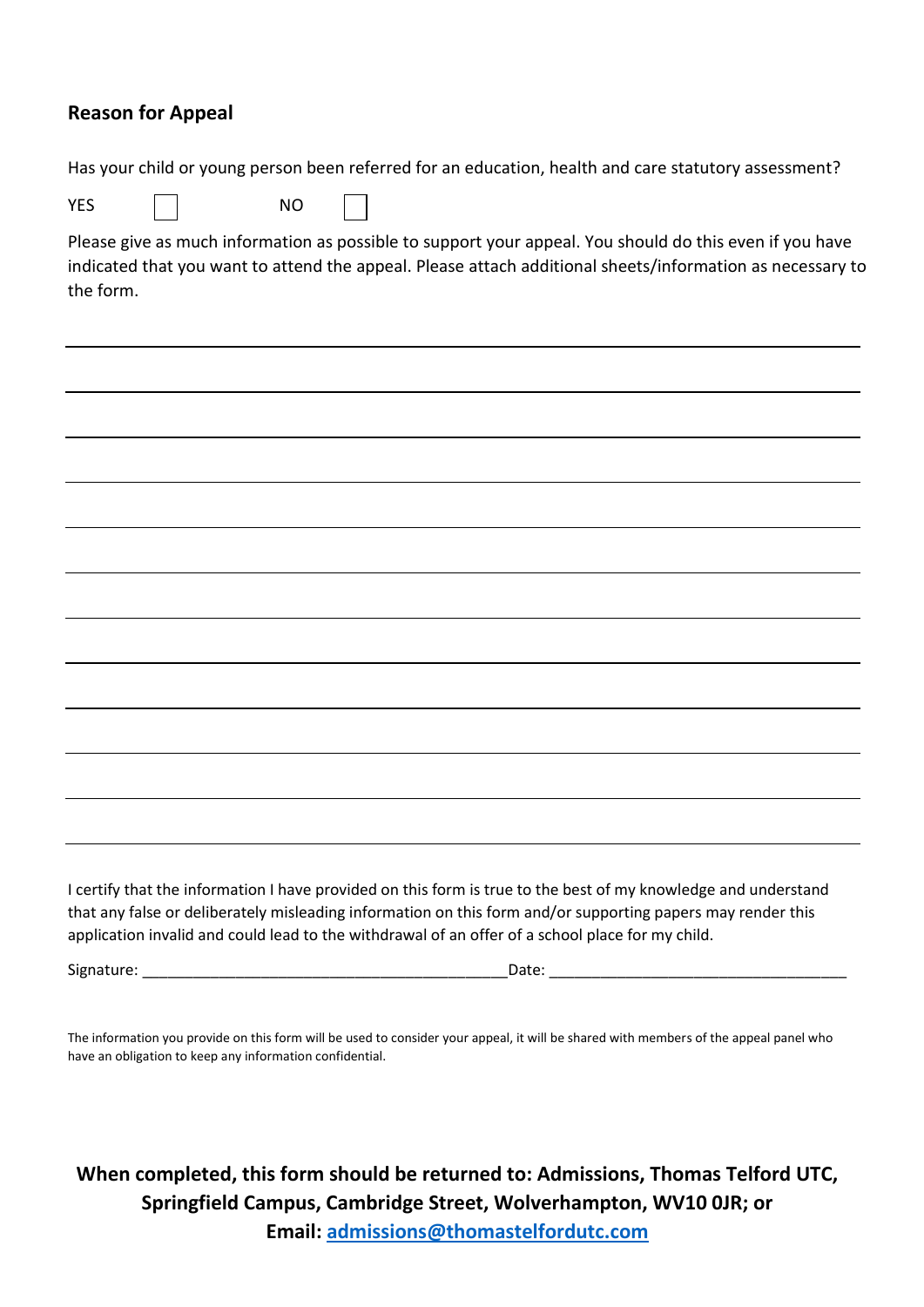## Reason for Appeal

Has your child or young person been referred for an education, health and care statutory assessment?

YES ☐ NO ☐

Please give as much information as possible to support your appeal. You should do this even if you have indicated that you want to attend the appeal. Please attach additional sheets/information as necessary to the form.

______________________________________________________________________________

______________________________________________________________________________

______________________________________________________________________________

______________________________________________________________________________

______________________________________________________________________________

______________________________________________________________________________

______________________________________________________________________________

______________________________________________________________________________

______________________________________________________________________________

______________________________________________________________________________

______________________________________________________________________________

______________________________________________________________________________

I certify that the information I have provided on this form is true to the best of my knowledge and understand that any false or deliberately misleading information on this form and/or supporting papers may render this application invalid and could lead to the withdrawal of an offer of a school place for my child.

Signature: ___________________________________________Date: ___________________________________

The information you provide on this form will be used to consider your appeal, it will be shared with members of the appeal panel who have an obligation to keep any information confidential.

**When completed, this form should be returned to: Admissions, Thomas Telford UTC, Springfield Campus, Cambridge Street, Wolverhampton, WV10 0JR; or Email: admissions@thomastelfordutc.com**